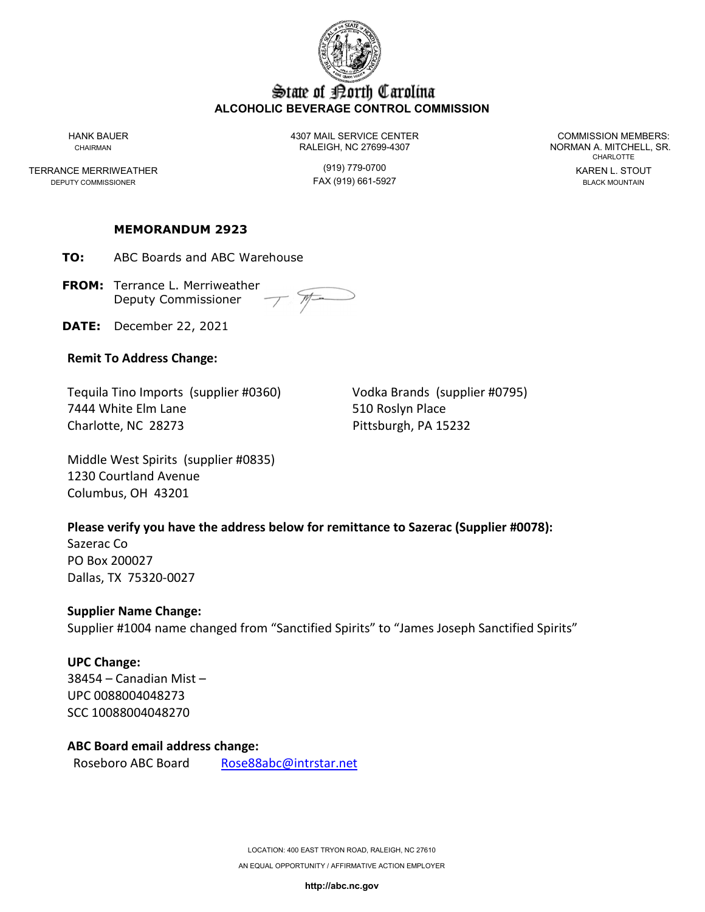# State of North Carolina
## ALCOHOLIC BEVERAGE CONTROL COMMISSION

HANK BAUER
CHAIRMAN

TERRANCE MERRIWEATHER
DEPUTY COMMISSIONER

4307 MAIL SERVICE CENTER
RALEIGH, NC 27699-4307

(919) 779-0700
FAX (919) 661-5927

COMMISSION MEMBERS:
NORMAN A. MITCHELL, SR.
CHARLOTTE
KAREN L. STOUT
BLACK MOUNTAIN

**MEMORANDUM 2923**

**TO:** ABC Boards and ABC Warehouse

**FROM:** Terrance L. Merriweather
Deputy Commissioner

**DATE:** December 22, 2021

**Remit To Address Change:**

Tequila Tino Imports (supplier #0360)
7444 White Elm Lane
Charlotte, NC 28273

Vodka Brands (supplier #0795)
510 Roslyn Place
Pittsburgh, PA 15232

Middle West Spirits (supplier #0835)
1230 Courtland Avenue
Columbus, OH 43201

**Please verify you have the address below for remittance to Sazerac (Supplier #0078):**
Sazerac Co
PO Box 200027
Dallas, TX 75320-0027

**Supplier Name Change:**
Supplier #1004 name changed from "Sanctified Spirits" to "James Joseph Sanctified Spirits"

**UPC Change:**
38454 – Canadian Mist –
UPC 0088004048273
SCC 10088004048270

**ABC Board email address change:**
Roseboro ABC Board Rose88abc@intrstar.net

LOCATION: 400 EAST TRYON ROAD, RALEIGH, NC 27610
AN EQUAL OPPORTUNITY / AFFIRMATIVE ACTION EMPLOYER

http://abc.nc.gov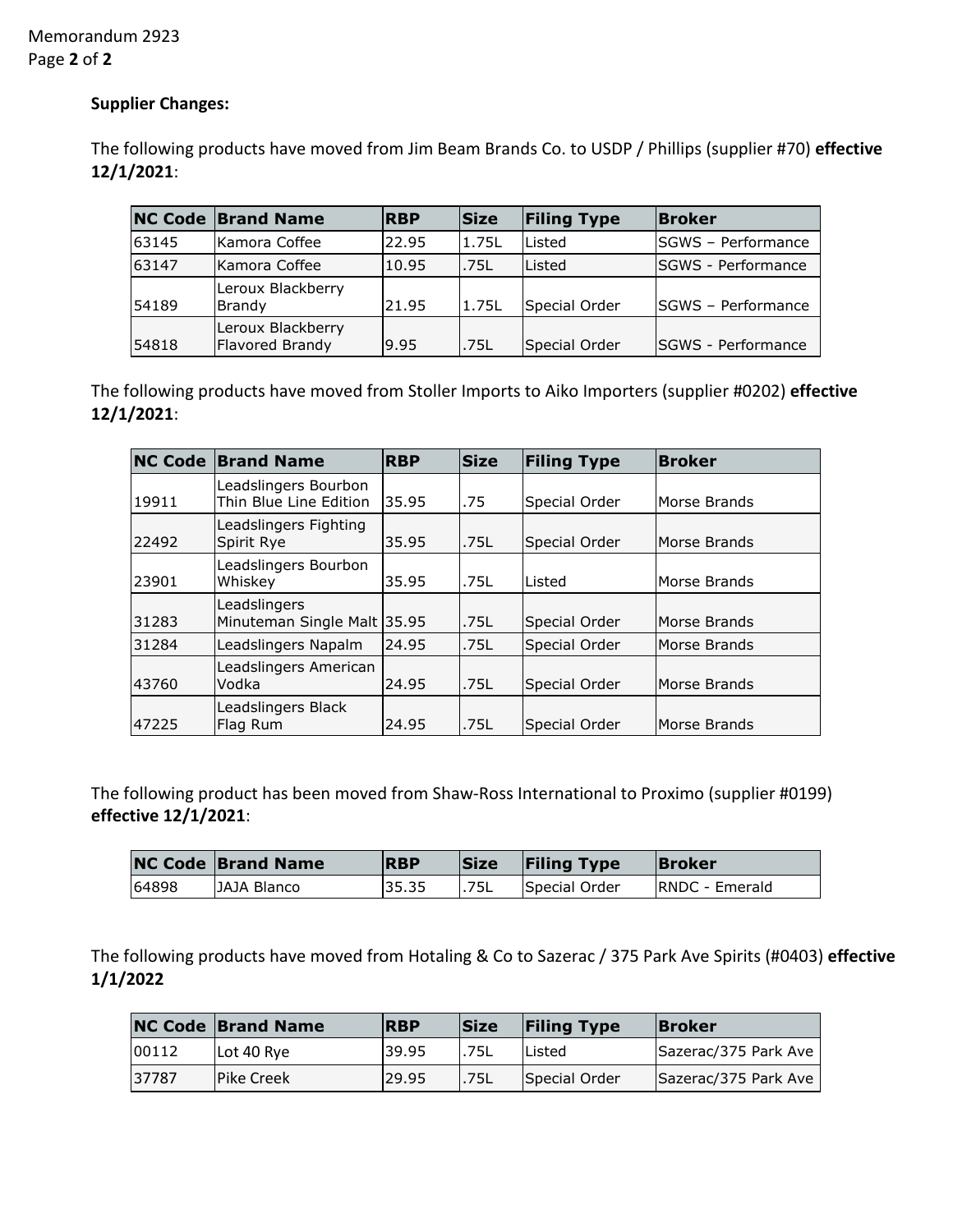**Supplier Changes:**

The following products have moved from Jim Beam Brands Co. to USDP / Phillips (supplier #70) **effective 12/1/2021**:

| NC Code | Brand Name | RBP | Size | Filing Type | Broker |
|---|---|---|---|---|---|
| 63145 | Kamora Coffee | 22.95 | 1.75L | Listed | SGWS – Performance |
| 63147 | Kamora Coffee | 10.95 | .75L | Listed | SGWS - Performance |
| 54189 | Leroux Blackberry Brandy | 21.95 | 1.75L | Special Order | SGWS – Performance |
| 54818 | Leroux Blackberry Flavored Brandy | 9.95 | .75L | Special Order | SGWS - Performance |

The following products have moved from Stoller Imports to Aiko Importers (supplier #0202) **effective 12/1/2021**:

| NC Code | Brand Name | RBP | Size | Filing Type | Broker |
|---|---|---|---|---|---|
| 19911 | Leadslingers Bourbon Thin Blue Line Edition | 35.95 | .75 | Special Order | Morse Brands |
| 22492 | Leadslingers Fighting Spirit Rye | 35.95 | .75L | Special Order | Morse Brands |
| 23901 | Leadslingers Bourbon Whiskey | 35.95 | .75L | Listed | Morse Brands |
| 31283 | Leadslingers Minuteman Single Malt | 35.95 | .75L | Special Order | Morse Brands |
| 31284 | Leadslingers Napalm | 24.95 | .75L | Special Order | Morse Brands |
| 43760 | Leadslingers American Vodka | 24.95 | .75L | Special Order | Morse Brands |
| 47225 | Leadslingers Black Flag Rum | 24.95 | .75L | Special Order | Morse Brands |

The following product has been moved from Shaw-Ross International to Proximo (supplier #0199) **effective 12/1/2021**:

| NC Code | Brand Name | RBP | Size | Filing Type | Broker |
|---|---|---|---|---|---|
| 64898 | JAJA Blanco | 35.35 | .75L | Special Order | RNDC - Emerald |

The following products have moved from Hotaling & Co to Sazerac / 375 Park Ave Spirits (#0403) **effective 1/1/2022**

| NC Code | Brand Name | RBP | Size | Filing Type | Broker |
|---|---|---|---|---|---|
| 00112 | Lot 40 Rye | 39.95 | .75L | Listed | Sazerac/375 Park Ave |
| 37787 | Pike Creek | 29.95 | .75L | Special Order | Sazerac/375 Park Ave |